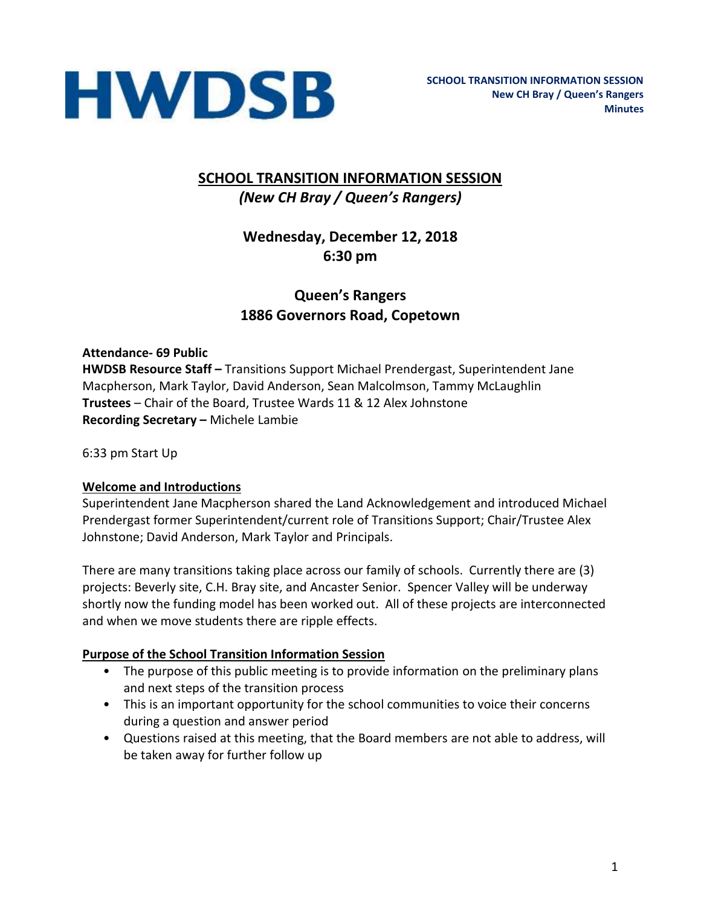HWDSB

**SCHOOL TRANSITION INFORMATION SESSION**
**New CH Bray / Queen's Rangers**
**Minutes**

# SCHOOL TRANSITION INFORMATION SESSION

***(New CH Bray / Queen's Rangers)***

## Wednesday, December 12, 2018
## 6:30 pm

## Queen's Rangers
## 1886 Governors Road, Copetown

**Attendance- 69 Public**
**HWDSB Resource Staff –** Transitions Support Michael Prendergast, Superintendent Jane Macpherson, Mark Taylor, David Anderson, Sean Malcolmson, Tammy McLaughlin
**Trustees** – Chair of the Board, Trustee Wards 11 & 12 Alex Johnstone
**Recording Secretary –** Michele Lambie

6:33 pm Start Up

### Welcome and Introductions

Superintendent Jane Macpherson shared the Land Acknowledgement and introduced Michael Prendergast former Superintendent/current role of Transitions Support; Chair/Trustee Alex Johnstone; David Anderson, Mark Taylor and Principals.

There are many transitions taking place across our family of schools. Currently there are (3) projects: Beverly site, C.H. Bray site, and Ancaster Senior. Spencer Valley will be underway shortly now the funding model has been worked out. All of these projects are interconnected and when we move students there are ripple effects.

### Purpose of the School Transition Information Session

- The purpose of this public meeting is to provide information on the preliminary plans and next steps of the transition process
- This is an important opportunity for the school communities to voice their concerns during a question and answer period
- Questions raised at this meeting, that the Board members are not able to address, will be taken away for further follow up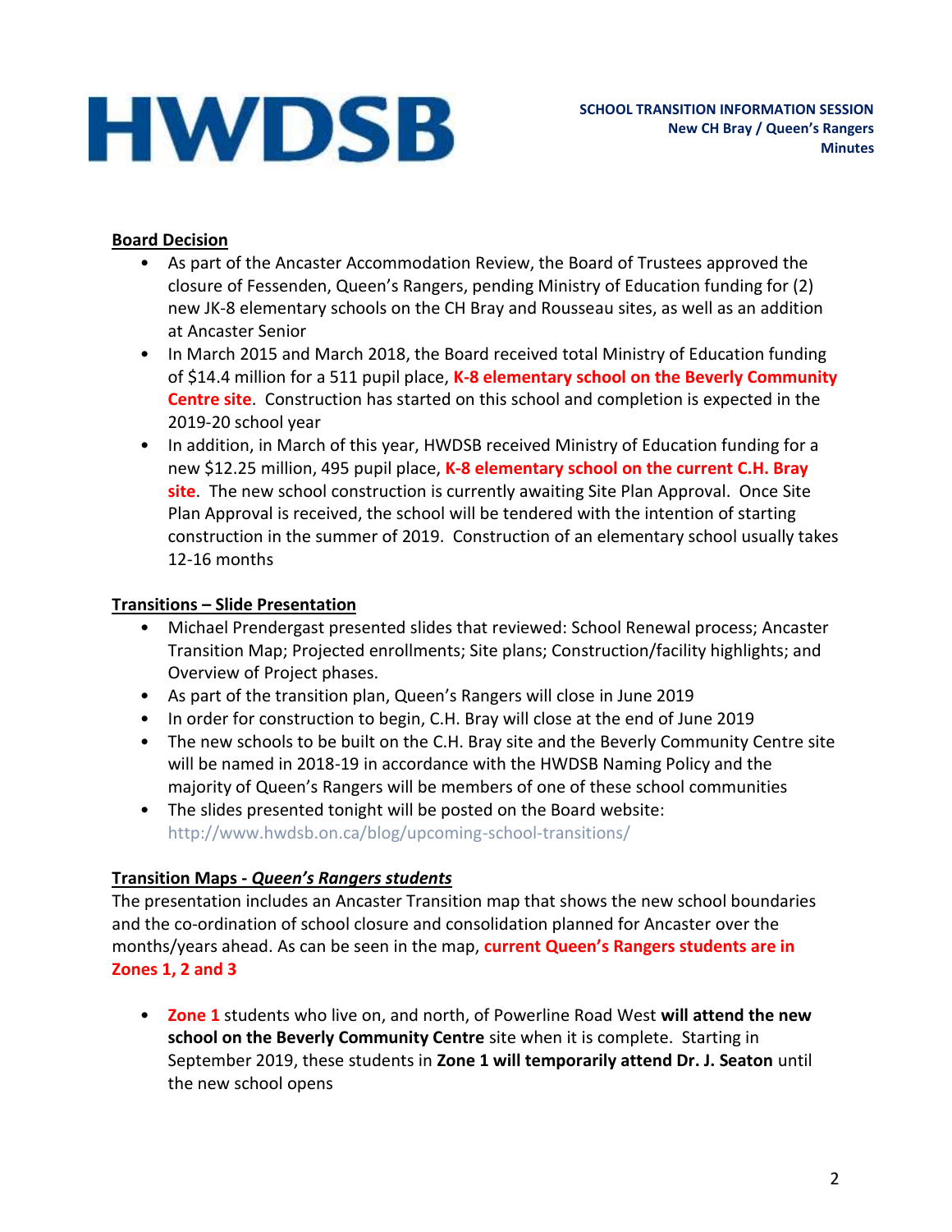**SCHOOL TRANSITION INFORMATION SESSION**
**New CH Bray / Queen's Rangers**
**Minutes**

## Board Decision

- As part of the Ancaster Accommodation Review, the Board of Trustees approved the closure of Fessenden, Queen's Rangers, pending Ministry of Education funding for (2) new JK-8 elementary schools on the CH Bray and Rousseau sites, as well as an addition at Ancaster Senior
- In March 2015 and March 2018, the Board received total Ministry of Education funding of $14.4 million for a 511 pupil place, **K-8 elementary school on the Beverly Community Centre site**. Construction has started on this school and completion is expected in the 2019-20 school year
- In addition, in March of this year, HWDSB received Ministry of Education funding for a new $12.25 million, 495 pupil place, **K-8 elementary school on the current C.H. Bray site**. The new school construction is currently awaiting Site Plan Approval. Once Site Plan Approval is received, the school will be tendered with the intention of starting construction in the summer of 2019. Construction of an elementary school usually takes 12-16 months

## Transitions – Slide Presentation

- Michael Prendergast presented slides that reviewed: School Renewal process; Ancaster Transition Map; Projected enrollments; Site plans; Construction/facility highlights; and Overview of Project phases.
- As part of the transition plan, Queen's Rangers will close in June 2019
- In order for construction to begin, C.H. Bray will close at the end of June 2019
- The new schools to be built on the C.H. Bray site and the Beverly Community Centre site will be named in 2018-19 in accordance with the HWDSB Naming Policy and the majority of Queen's Rangers will be members of one of these school communities
- The slides presented tonight will be posted on the Board website: http://www.hwdsb.on.ca/blog/upcoming-school-transitions/

## Transition Maps - *Queen's Rangers students*

The presentation includes an Ancaster Transition map that shows the new school boundaries and the co-ordination of school closure and consolidation planned for Ancaster over the months/years ahead. As can be seen in the map, **current Queen's Rangers students are in Zones 1, 2 and 3**

- **Zone 1** students who live on, and north, of Powerline Road West **will attend the new school on the Beverly Community Centre** site when it is complete. Starting in September 2019, these students in **Zone 1 will temporarily attend Dr. J. Seaton** until the new school opens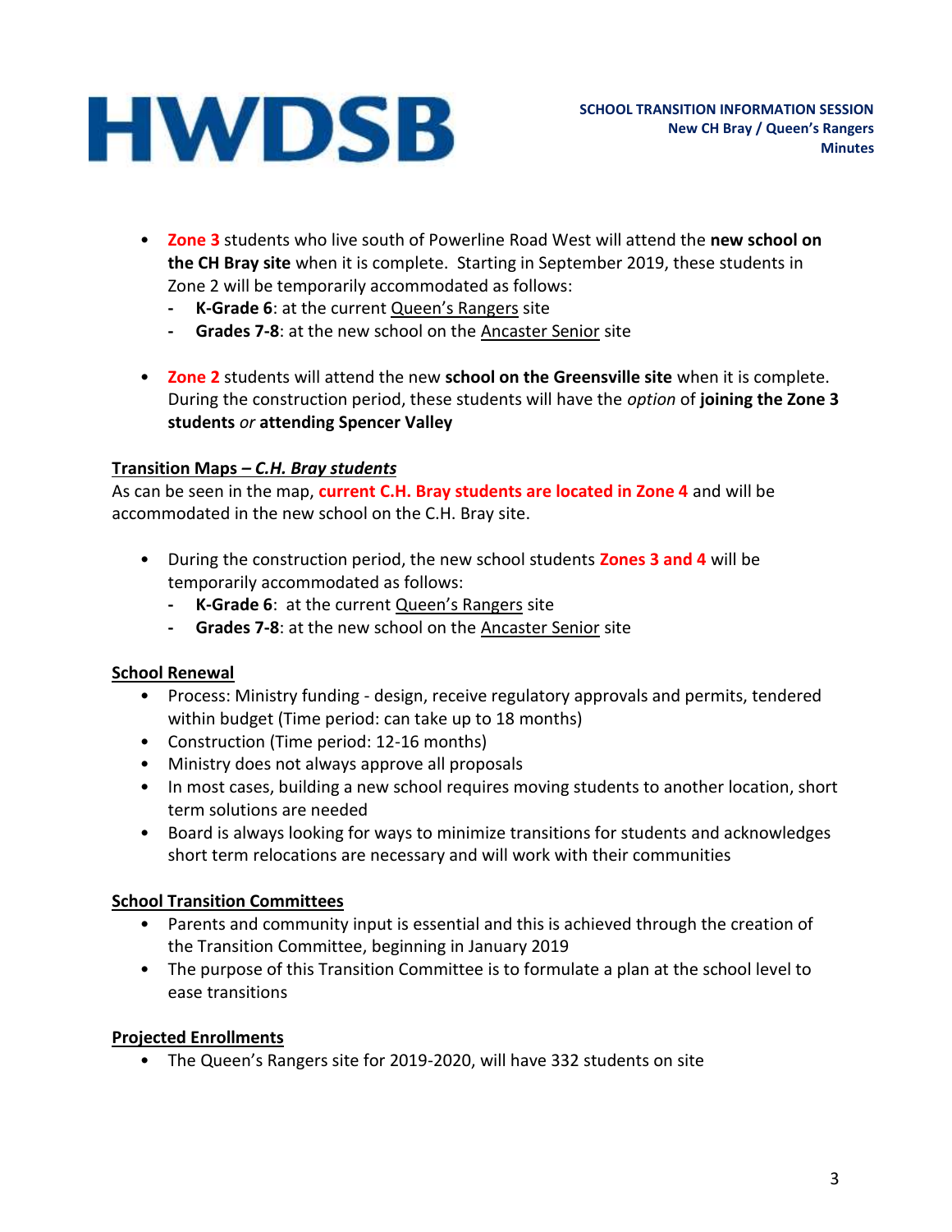- **Zone 3** students who live south of Powerline Road West will attend the **new school on the CH Bray site** when it is complete. Starting in September 2019, these students in Zone 2 will be temporarily accommodated as follows:
  - **K-Grade 6**: at the current Queen's Rangers site
  - **Grades 7-8**: at the new school on the Ancaster Senior site

- **Zone 2** students will attend the new **school on the Greensville site** when it is complete. During the construction period, these students will have the *option* of **joining the Zone 3 students** *or* **attending Spencer Valley**

**Transition Maps – *C.H. Bray students***

As can be seen in the map, **current C.H. Bray students are located in Zone 4** and will be accommodated in the new school on the C.H. Bray site.

- During the construction period, the new school students **Zones 3 and 4** will be temporarily accommodated as follows:
  - **K-Grade 6**: at the current Queen's Rangers site
  - **Grades 7-8**: at the new school on the Ancaster Senior site

**School Renewal**

- Process: Ministry funding - design, receive regulatory approvals and permits, tendered within budget (Time period: can take up to 18 months)
- Construction (Time period: 12-16 months)
- Ministry does not always approve all proposals
- In most cases, building a new school requires moving students to another location, short term solutions are needed
- Board is always looking for ways to minimize transitions for students and acknowledges short term relocations are necessary and will work with their communities

**School Transition Committees**

- Parents and community input is essential and this is achieved through the creation of the Transition Committee, beginning in January 2019
- The purpose of this Transition Committee is to formulate a plan at the school level to ease transitions

**Projected Enrollments**

- The Queen's Rangers site for 2019-2020, will have 332 students on site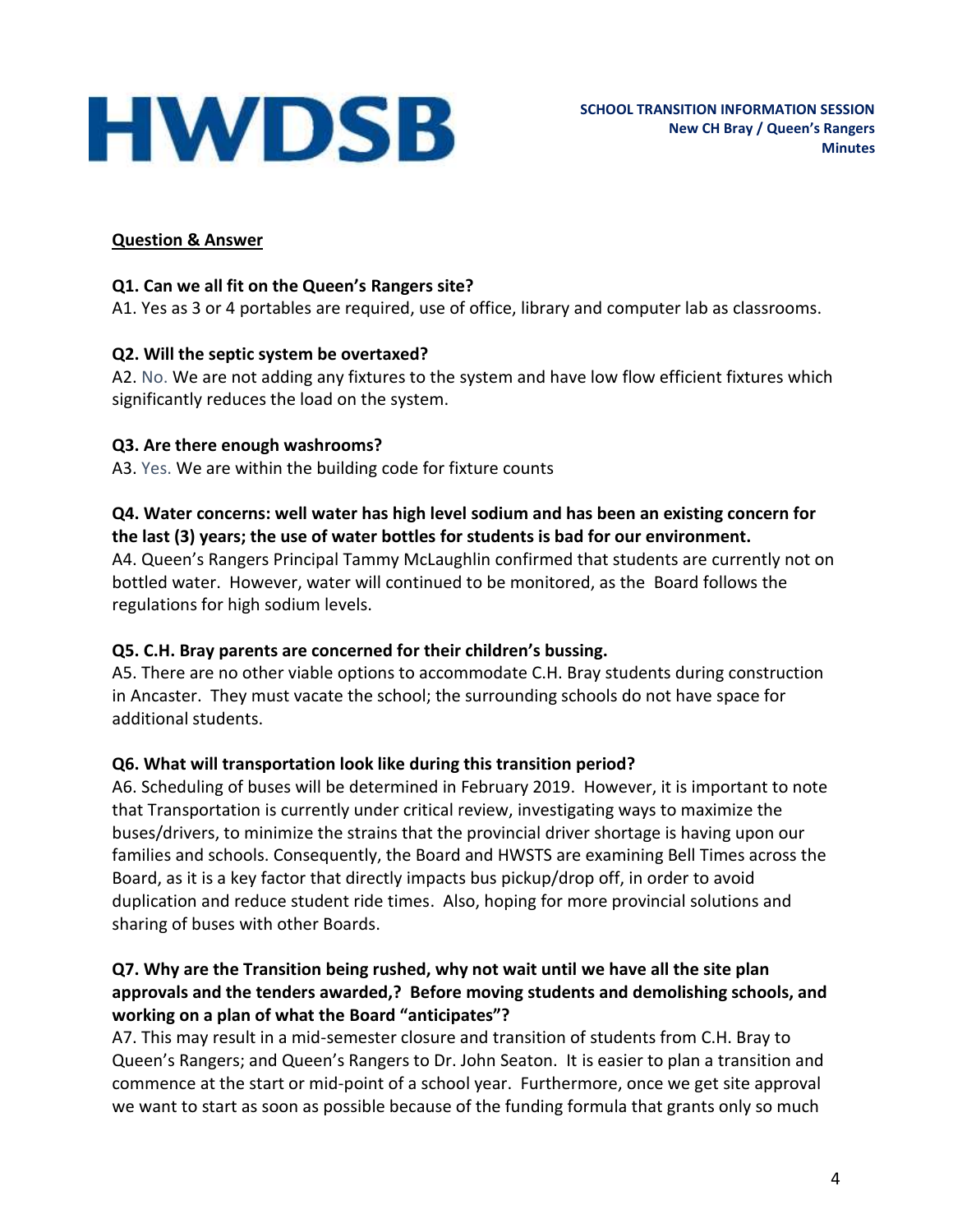**Question & Answer**

**Q1. Can we all fit on the Queen's Rangers site?**
A1. Yes as 3 or 4 portables are required, use of office, library and computer lab as classrooms.

**Q2. Will the septic system be overtaxed?**
A2. No. We are not adding any fixtures to the system and have low flow efficient fixtures which significantly reduces the load on the system.

**Q3. Are there enough washrooms?**
A3. Yes. We are within the building code for fixture counts

**Q4. Water concerns: well water has high level sodium and has been an existing concern for the last (3) years; the use of water bottles for students is bad for our environment.**
A4. Queen's Rangers Principal Tammy McLaughlin confirmed that students are currently not on bottled water. However, water will continued to be monitored, as the Board follows the regulations for high sodium levels.

**Q5. C.H. Bray parents are concerned for their children's bussing.**
A5. There are no other viable options to accommodate C.H. Bray students during construction in Ancaster. They must vacate the school; the surrounding schools do not have space for additional students.

**Q6. What will transportation look like during this transition period?**
A6. Scheduling of buses will be determined in February 2019. However, it is important to note that Transportation is currently under critical review, investigating ways to maximize the buses/drivers, to minimize the strains that the provincial driver shortage is having upon our families and schools. Consequently, the Board and HWSTS are examining Bell Times across the Board, as it is a key factor that directly impacts bus pickup/drop off, in order to avoid duplication and reduce student ride times. Also, hoping for more provincial solutions and sharing of buses with other Boards.

**Q7. Why are the Transition being rushed, why not wait until we have all the site plan approvals and the tenders awarded,? Before moving students and demolishing schools, and working on a plan of what the Board "anticipates"?**
A7. This may result in a mid-semester closure and transition of students from C.H. Bray to Queen's Rangers; and Queen's Rangers to Dr. John Seaton. It is easier to plan a transition and commence at the start or mid-point of a school year. Furthermore, once we get site approval we want to start as soon as possible because of the funding formula that grants only so much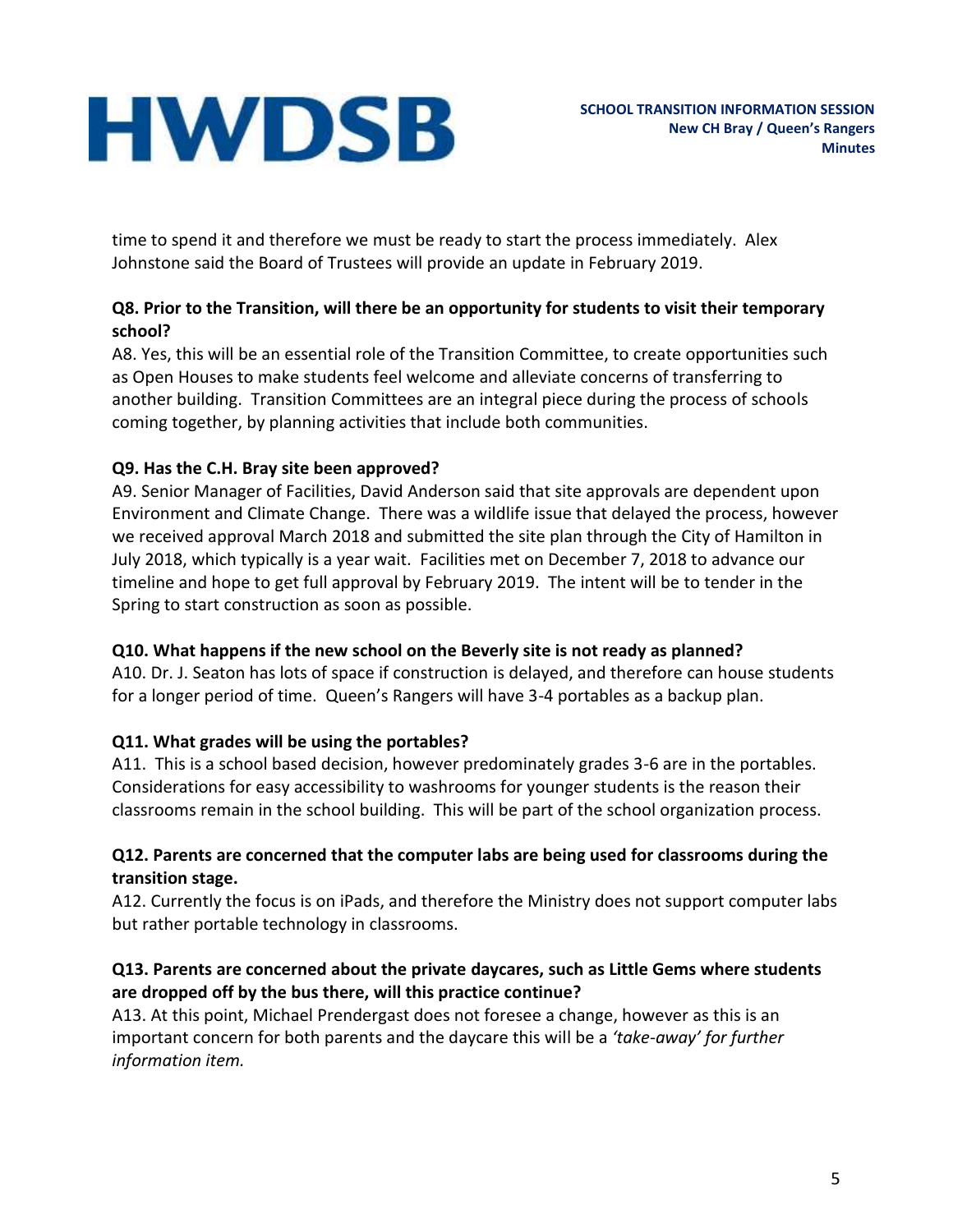time to spend it and therefore we must be ready to start the process immediately. Alex Johnstone said the Board of Trustees will provide an update in February 2019.

**Q8. Prior to the Transition, will there be an opportunity for students to visit their temporary school?**

A8. Yes, this will be an essential role of the Transition Committee, to create opportunities such as Open Houses to make students feel welcome and alleviate concerns of transferring to another building. Transition Committees are an integral piece during the process of schools coming together, by planning activities that include both communities.

**Q9. Has the C.H. Bray site been approved?**

A9. Senior Manager of Facilities, David Anderson said that site approvals are dependent upon Environment and Climate Change. There was a wildlife issue that delayed the process, however we received approval March 2018 and submitted the site plan through the City of Hamilton in July 2018, which typically is a year wait. Facilities met on December 7, 2018 to advance our timeline and hope to get full approval by February 2019. The intent will be to tender in the Spring to start construction as soon as possible.

**Q10. What happens if the new school on the Beverly site is not ready as planned?**

A10. Dr. J. Seaton has lots of space if construction is delayed, and therefore can house students for a longer period of time. Queen's Rangers will have 3-4 portables as a backup plan.

**Q11. What grades will be using the portables?**

A11. This is a school based decision, however predominately grades 3-6 are in the portables. Considerations for easy accessibility to washrooms for younger students is the reason their classrooms remain in the school building. This will be part of the school organization process.

**Q12. Parents are concerned that the computer labs are being used for classrooms during the transition stage.**

A12. Currently the focus is on iPads, and therefore the Ministry does not support computer labs but rather portable technology in classrooms.

**Q13. Parents are concerned about the private daycares, such as Little Gems where students are dropped off by the bus there, will this practice continue?**

A13. At this point, Michael Prendergast does not foresee a change, however as this is an important concern for both parents and the daycare this will be a *'take-away' for further information item.*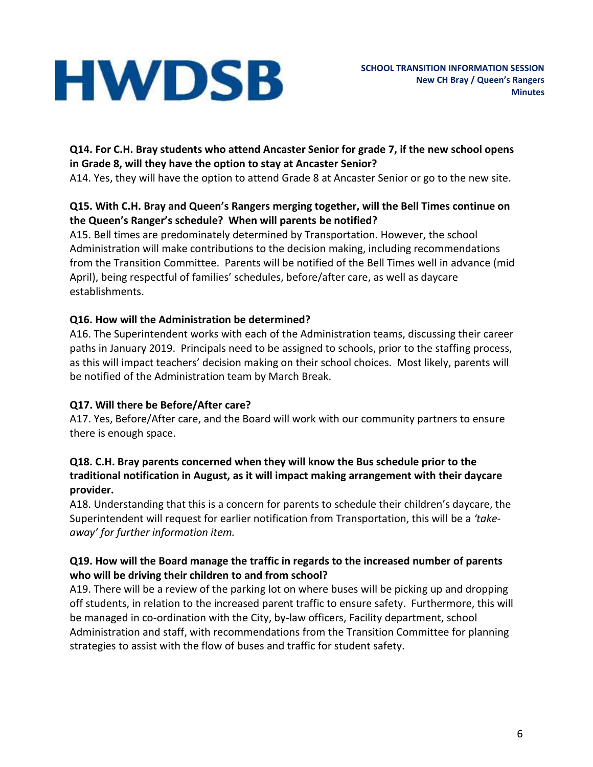**Q14. For C.H. Bray students who attend Ancaster Senior for grade 7, if the new school opens in Grade 8, will they have the option to stay at Ancaster Senior?**

A14. Yes, they will have the option to attend Grade 8 at Ancaster Senior or go to the new site.

**Q15. With C.H. Bray and Queen's Rangers merging together, will the Bell Times continue on the Queen's Ranger's schedule? When will parents be notified?**

A15. Bell times are predominately determined by Transportation. However, the school Administration will make contributions to the decision making, including recommendations from the Transition Committee. Parents will be notified of the Bell Times well in advance (mid April), being respectful of families' schedules, before/after care, as well as daycare establishments.

**Q16. How will the Administration be determined?**

A16. The Superintendent works with each of the Administration teams, discussing their career paths in January 2019. Principals need to be assigned to schools, prior to the staffing process, as this will impact teachers' decision making on their school choices. Most likely, parents will be notified of the Administration team by March Break.

**Q17. Will there be Before/After care?**

A17. Yes, Before/After care, and the Board will work with our community partners to ensure there is enough space.

**Q18. C.H. Bray parents concerned when they will know the Bus schedule prior to the traditional notification in August, as it will impact making arrangement with their daycare provider.**

A18. Understanding that this is a concern for parents to schedule their children's daycare, the Superintendent will request for earlier notification from Transportation, this will be a *'take-away' for further information item.*

**Q19. How will the Board manage the traffic in regards to the increased number of parents who will be driving their children to and from school?**

A19. There will be a review of the parking lot on where buses will be picking up and dropping off students, in relation to the increased parent traffic to ensure safety. Furthermore, this will be managed in co-ordination with the City, by-law officers, Facility department, school Administration and staff, with recommendations from the Transition Committee for planning strategies to assist with the flow of buses and traffic for student safety.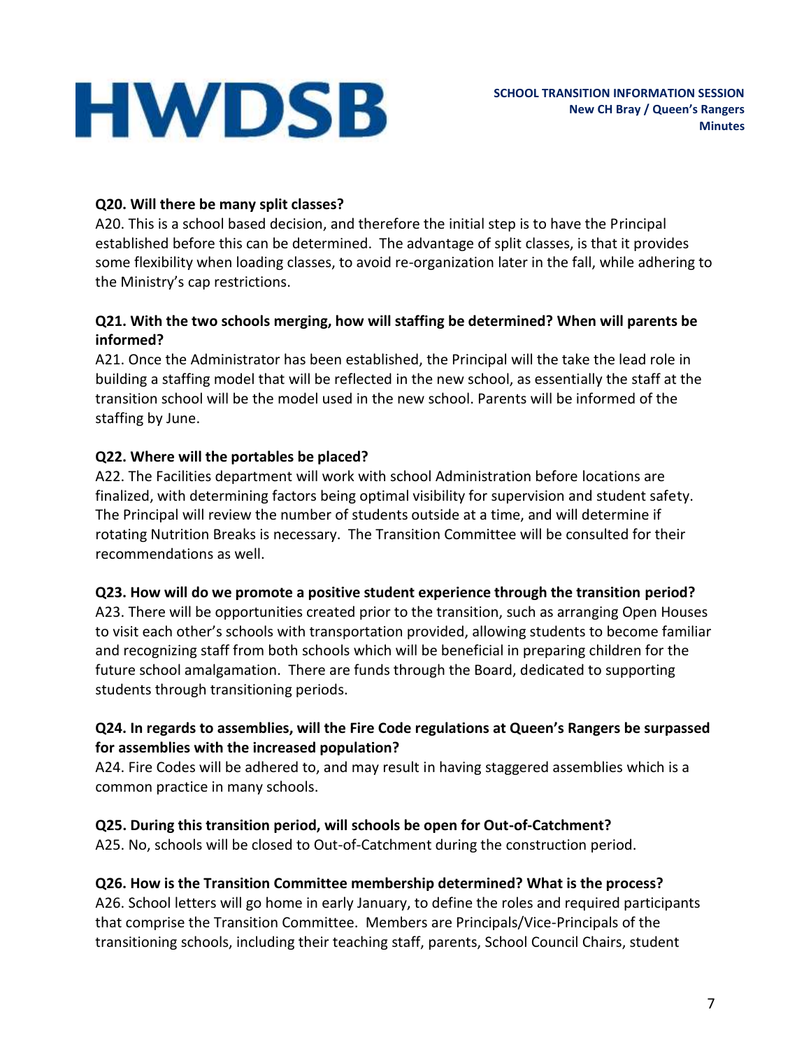**Q20. Will there be many split classes?**
A20. This is a school based decision, and therefore the initial step is to have the Principal established before this can be determined. The advantage of split classes, is that it provides some flexibility when loading classes, to avoid re-organization later in the fall, while adhering to the Ministry's cap restrictions.

**Q21. With the two schools merging, how will staffing be determined? When will parents be informed?**
A21. Once the Administrator has been established, the Principal will the take the lead role in building a staffing model that will be reflected in the new school, as essentially the staff at the transition school will be the model used in the new school. Parents will be informed of the staffing by June.

**Q22. Where will the portables be placed?**
A22. The Facilities department will work with school Administration before locations are finalized, with determining factors being optimal visibility for supervision and student safety. The Principal will review the number of students outside at a time, and will determine if rotating Nutrition Breaks is necessary. The Transition Committee will be consulted for their recommendations as well.

**Q23. How will do we promote a positive student experience through the transition period?**
A23. There will be opportunities created prior to the transition, such as arranging Open Houses to visit each other's schools with transportation provided, allowing students to become familiar and recognizing staff from both schools which will be beneficial in preparing children for the future school amalgamation. There are funds through the Board, dedicated to supporting students through transitioning periods.

**Q24. In regards to assemblies, will the Fire Code regulations at Queen's Rangers be surpassed for assemblies with the increased population?**
A24. Fire Codes will be adhered to, and may result in having staggered assemblies which is a common practice in many schools.

**Q25. During this transition period, will schools be open for Out-of-Catchment?**
A25. No, schools will be closed to Out-of-Catchment during the construction period.

**Q26. How is the Transition Committee membership determined? What is the process?**
A26. School letters will go home in early January, to define the roles and required participants that comprise the Transition Committee. Members are Principals/Vice-Principals of the transitioning schools, including their teaching staff, parents, School Council Chairs, student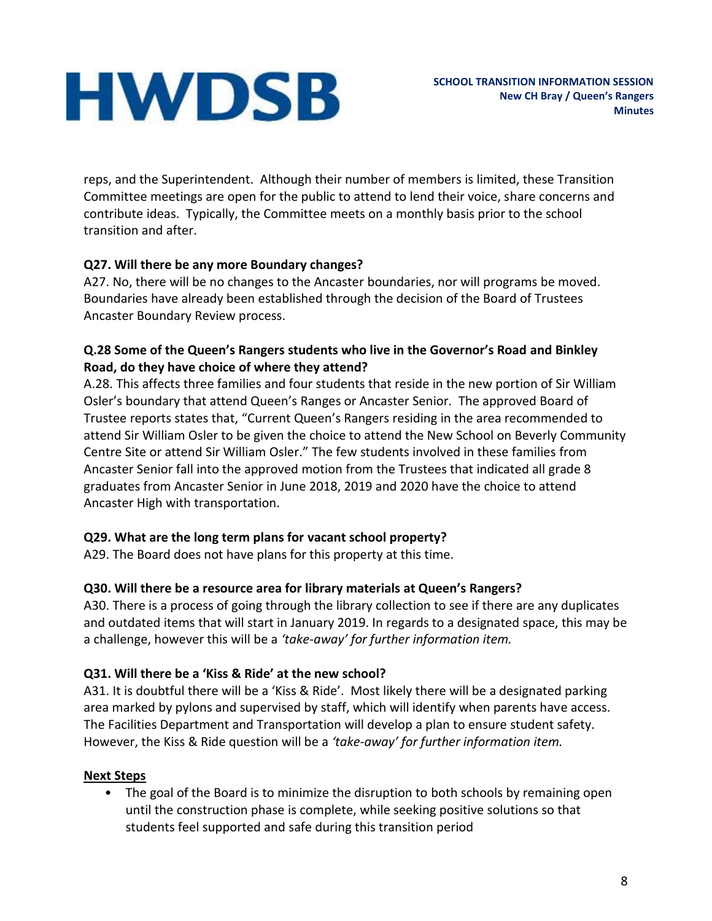reps, and the Superintendent. Although their number of members is limited, these Transition Committee meetings are open for the public to attend to lend their voice, share concerns and contribute ideas. Typically, the Committee meets on a monthly basis prior to the school transition and after.

**Q27. Will there be any more Boundary changes?**
A27. No, there will be no changes to the Ancaster boundaries, nor will programs be moved. Boundaries have already been established through the decision of the Board of Trustees Ancaster Boundary Review process.

**Q.28 Some of the Queen's Rangers students who live in the Governor's Road and Binkley Road, do they have choice of where they attend?**
A.28. This affects three families and four students that reside in the new portion of Sir William Osler's boundary that attend Queen's Ranges or Ancaster Senior. The approved Board of Trustee reports states that, "Current Queen's Rangers residing in the area recommended to attend Sir William Osler to be given the choice to attend the New School on Beverly Community Centre Site or attend Sir William Osler." The few students involved in these families from Ancaster Senior fall into the approved motion from the Trustees that indicated all grade 8 graduates from Ancaster Senior in June 2018, 2019 and 2020 have the choice to attend Ancaster High with transportation.

**Q29. What are the long term plans for vacant school property?**
A29. The Board does not have plans for this property at this time.

**Q30. Will there be a resource area for library materials at Queen's Rangers?**
A30. There is a process of going through the library collection to see if there are any duplicates and outdated items that will start in January 2019. In regards to a designated space, this may be a challenge, however this will be a *'take-away' for further information item.*

**Q31. Will there be a 'Kiss & Ride' at the new school?**
A31. It is doubtful there will be a 'Kiss & Ride'. Most likely there will be a designated parking area marked by pylons and supervised by staff, which will identify when parents have access. The Facilities Department and Transportation will develop a plan to ensure student safety. However, the Kiss & Ride question will be a *'take-away' for further information item.*

**Next Steps**

- The goal of the Board is to minimize the disruption to both schools by remaining open until the construction phase is complete, while seeking positive solutions so that students feel supported and safe during this transition period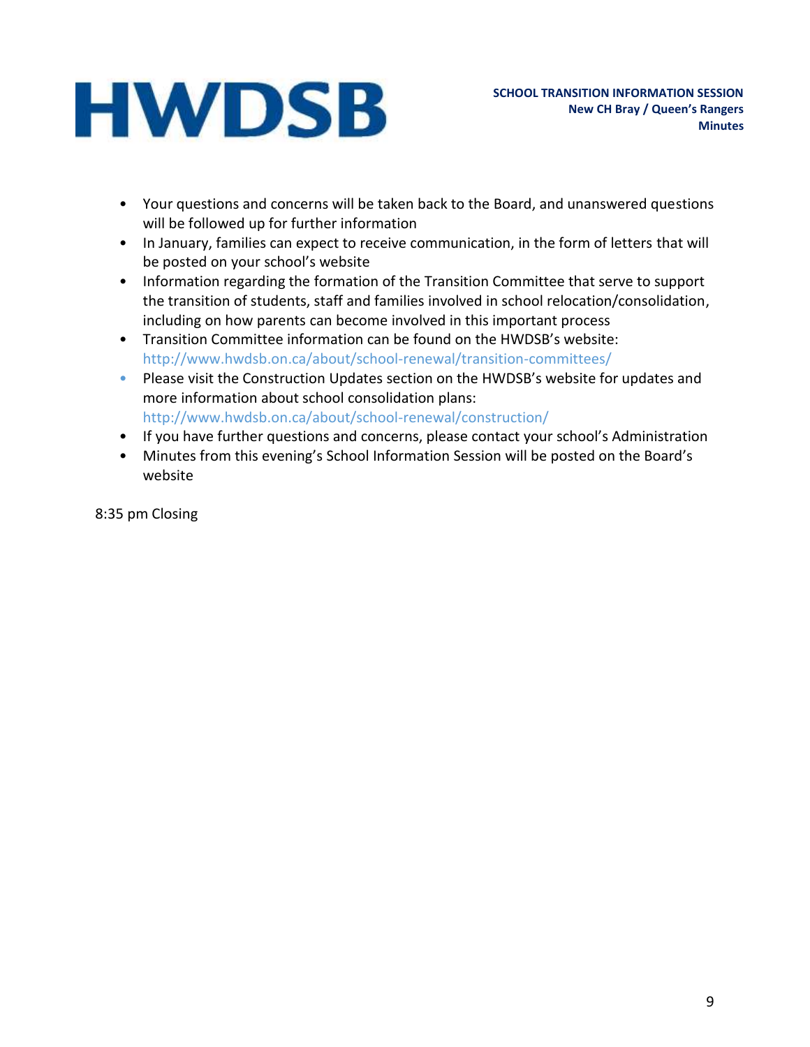- Your questions and concerns will be taken back to the Board, and unanswered questions will be followed up for further information
- In January, families can expect to receive communication, in the form of letters that will be posted on your school's website
- Information regarding the formation of the Transition Committee that serve to support the transition of students, staff and families involved in school relocation/consolidation, including on how parents can become involved in this important process
- Transition Committee information can be found on the HWDSB's website: http://www.hwdsb.on.ca/about/school-renewal/transition-committees/
- Please visit the Construction Updates section on the HWDSB's website for updates and more information about school consolidation plans: http://www.hwdsb.on.ca/about/school-renewal/construction/
- If you have further questions and concerns, please contact your school's Administration
- Minutes from this evening's School Information Session will be posted on the Board's website

8:35 pm Closing